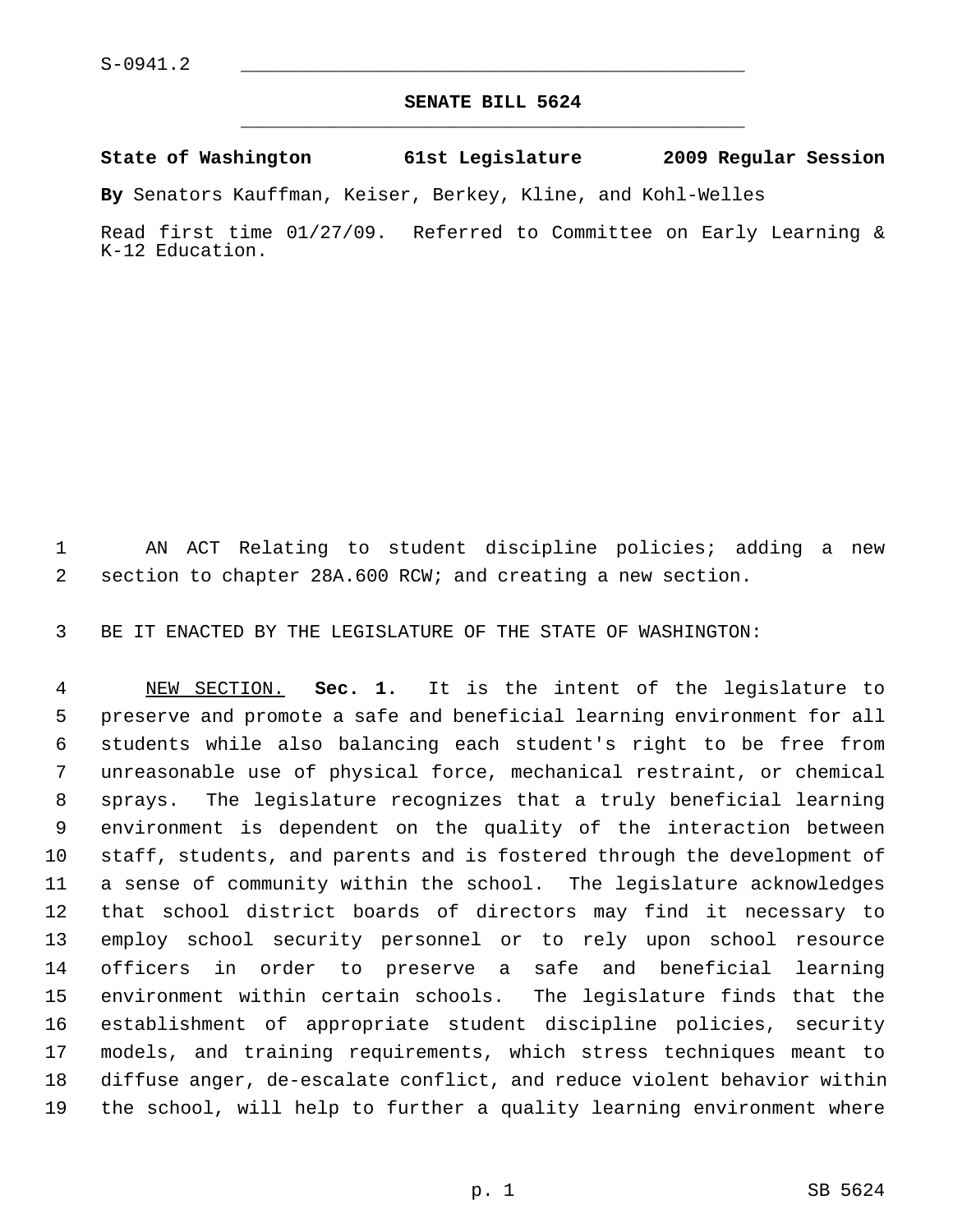S-0941.2

## SENATE BILL 5624

**State of Washington 61st Legislature 2009 Regular Session**

**By** Senators Kauffman, Keiser, Berkey, Kline, and Kohl-Welles

Read first time 01/27/09. Referred to Committee on Early Learning & K-12 Education.

AN ACT Relating to student discipline policies; adding a new section to chapter 28A.600 RCW; and creating a new section.

BE IT ENACTED BY THE LEGISLATURE OF THE STATE OF WASHINGTON:

NEW SECTION. **Sec. 1.** It is the intent of the legislature to preserve and promote a safe and beneficial learning environment for all students while also balancing each student's right to be free from unreasonable use of physical force, mechanical restraint, or chemical sprays. The legislature recognizes that a truly beneficial learning environment is dependent on the quality of the interaction between staff, students, and parents and is fostered through the development of a sense of community within the school. The legislature acknowledges that school district boards of directors may find it necessary to employ school security personnel or to rely upon school resource officers in order to preserve a safe and beneficial learning environment within certain schools. The legislature finds that the establishment of appropriate student discipline policies, security models, and training requirements, which stress techniques meant to diffuse anger, de-escalate conflict, and reduce violent behavior within the school, will help to further a quality learning environment where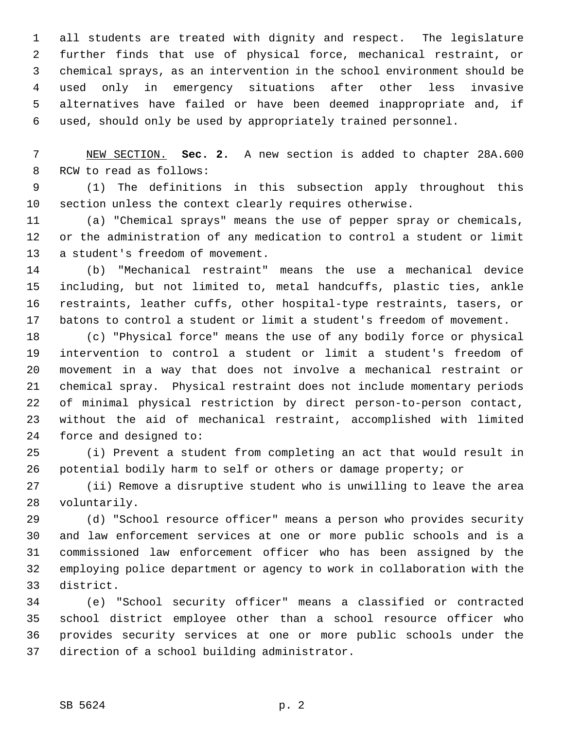all students are treated with dignity and respect. The legislature further finds that use of physical force, mechanical restraint, or chemical sprays, as an intervention in the school environment should be used only in emergency situations after other less invasive alternatives have failed or have been deemed inappropriate and, if used, should only be used by appropriately trained personnel.

NEW SECTION. **Sec. 2.** A new section is added to chapter 28A.600 RCW to read as follows:

(1) The definitions in this subsection apply throughout this section unless the context clearly requires otherwise.

(a) "Chemical sprays" means the use of pepper spray or chemicals, or the administration of any medication to control a student or limit a student's freedom of movement.

(b) "Mechanical restraint" means the use a mechanical device including, but not limited to, metal handcuffs, plastic ties, ankle restraints, leather cuffs, other hospital-type restraints, tasers, or batons to control a student or limit a student's freedom of movement.

(c) "Physical force" means the use of any bodily force or physical intervention to control a student or limit a student's freedom of movement in a way that does not involve a mechanical restraint or chemical spray. Physical restraint does not include momentary periods of minimal physical restriction by direct person-to-person contact, without the aid of mechanical restraint, accomplished with limited force and designed to:

(i) Prevent a student from completing an act that would result in potential bodily harm to self or others or damage property; or

(ii) Remove a disruptive student who is unwilling to leave the area voluntarily.

(d) "School resource officer" means a person who provides security and law enforcement services at one or more public schools and is a commissioned law enforcement officer who has been assigned by the employing police department or agency to work in collaboration with the district.

(e) "School security officer" means a classified or contracted school district employee other than a school resource officer who provides security services at one or more public schools under the direction of a school building administrator.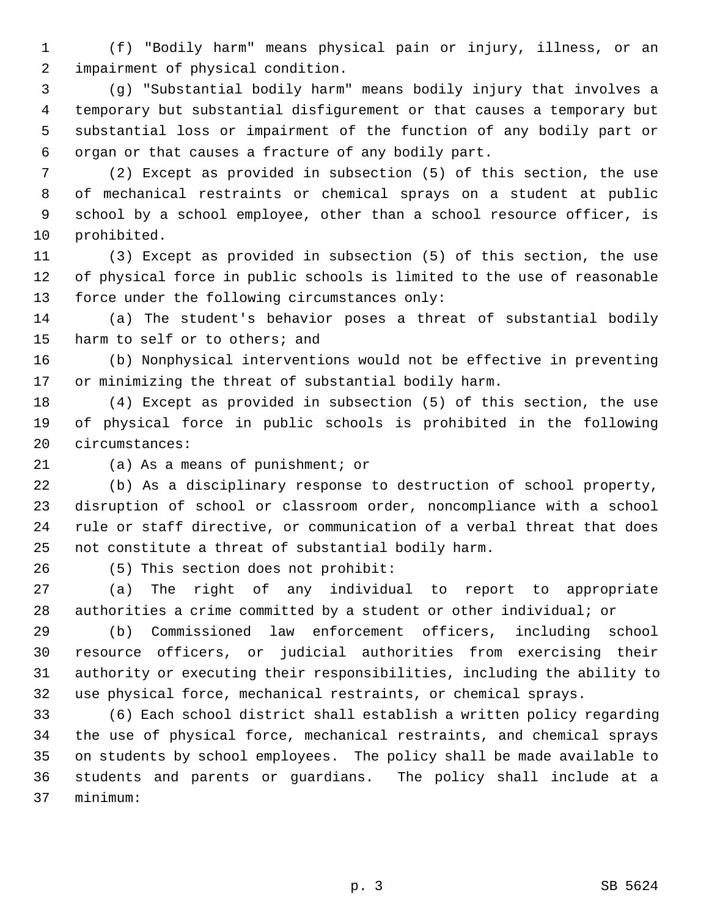(f) "Bodily harm" means physical pain or injury, illness, or an impairment of physical condition.

(g) "Substantial bodily harm" means bodily injury that involves a temporary but substantial disfigurement or that causes a temporary but substantial loss or impairment of the function of any bodily part or organ or that causes a fracture of any bodily part.

(2) Except as provided in subsection (5) of this section, the use of mechanical restraints or chemical sprays on a student at public school by a school employee, other than a school resource officer, is prohibited.

(3) Except as provided in subsection (5) of this section, the use of physical force in public schools is limited to the use of reasonable force under the following circumstances only:

(a) The student's behavior poses a threat of substantial bodily harm to self or to others; and

(b) Nonphysical interventions would not be effective in preventing or minimizing the threat of substantial bodily harm.

(4) Except as provided in subsection (5) of this section, the use of physical force in public schools is prohibited in the following circumstances:

(a) As a means of punishment; or

(b) As a disciplinary response to destruction of school property, disruption of school or classroom order, noncompliance with a school rule or staff directive, or communication of a verbal threat that does not constitute a threat of substantial bodily harm.

(5) This section does not prohibit:

(a) The right of any individual to report to appropriate authorities a crime committed by a student or other individual; or

(b) Commissioned law enforcement officers, including school resource officers, or judicial authorities from exercising their authority or executing their responsibilities, including the ability to use physical force, mechanical restraints, or chemical sprays.

(6) Each school district shall establish a written policy regarding the use of physical force, mechanical restraints, and chemical sprays on students by school employees. The policy shall be made available to students and parents or guardians. The policy shall include at a minimum: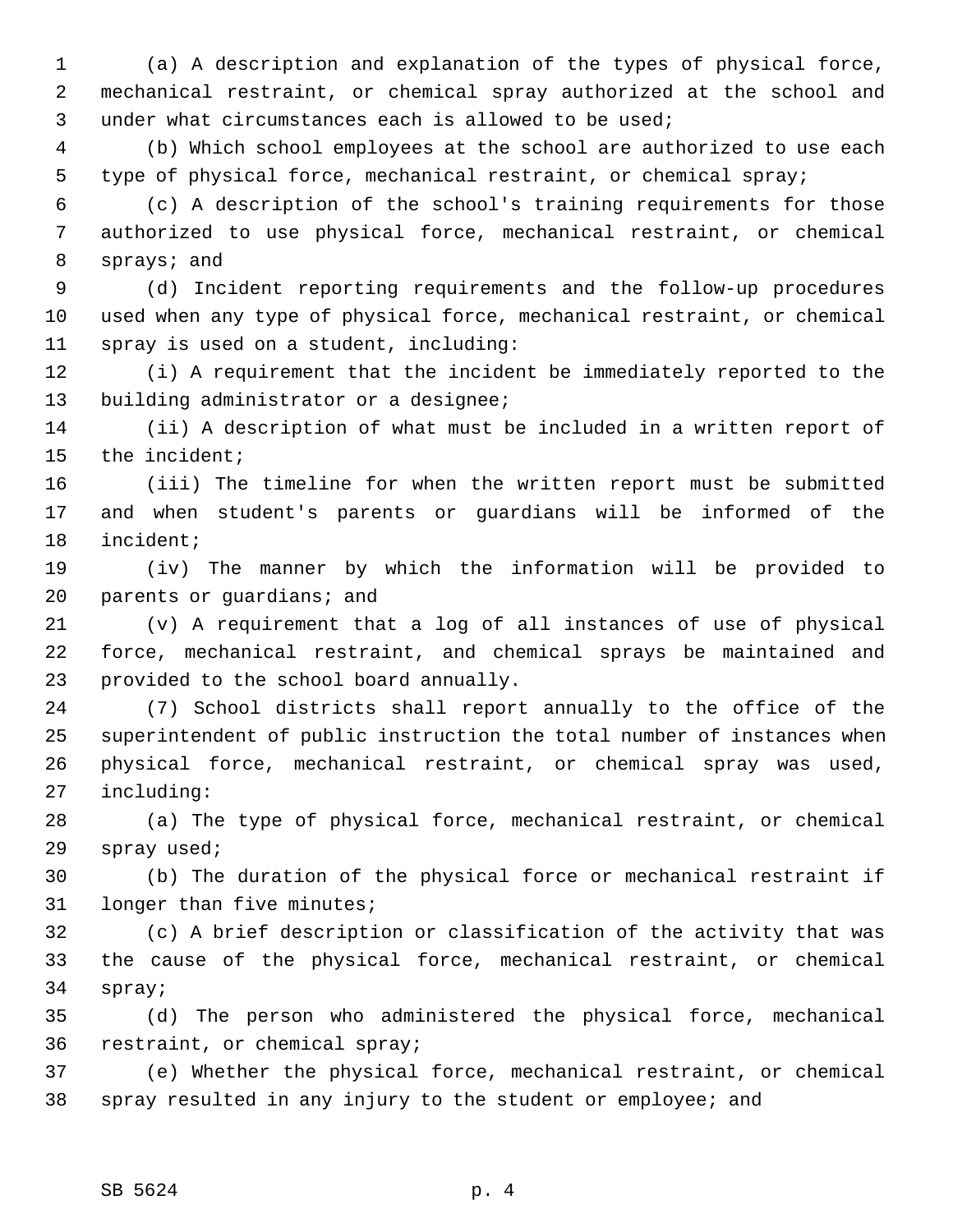(a) A description and explanation of the types of physical force, mechanical restraint, or chemical spray authorized at the school and under what circumstances each is allowed to be used;

(b) Which school employees at the school are authorized to use each type of physical force, mechanical restraint, or chemical spray;

(c) A description of the school's training requirements for those authorized to use physical force, mechanical restraint, or chemical sprays; and

(d) Incident reporting requirements and the follow-up procedures used when any type of physical force, mechanical restraint, or chemical spray is used on a student, including:

(i) A requirement that the incident be immediately reported to the building administrator or a designee;

(ii) A description of what must be included in a written report of the incident;

(iii) The timeline for when the written report must be submitted and when student's parents or guardians will be informed of the incident;

(iv) The manner by which the information will be provided to parents or guardians; and

(v) A requirement that a log of all instances of use of physical force, mechanical restraint, and chemical sprays be maintained and provided to the school board annually.

(7) School districts shall report annually to the office of the superintendent of public instruction the total number of instances when physical force, mechanical restraint, or chemical spray was used, including:

(a) The type of physical force, mechanical restraint, or chemical spray used;

(b) The duration of the physical force or mechanical restraint if longer than five minutes;

(c) A brief description or classification of the activity that was the cause of the physical force, mechanical restraint, or chemical spray;

(d) The person who administered the physical force, mechanical restraint, or chemical spray;

(e) Whether the physical force, mechanical restraint, or chemical spray resulted in any injury to the student or employee; and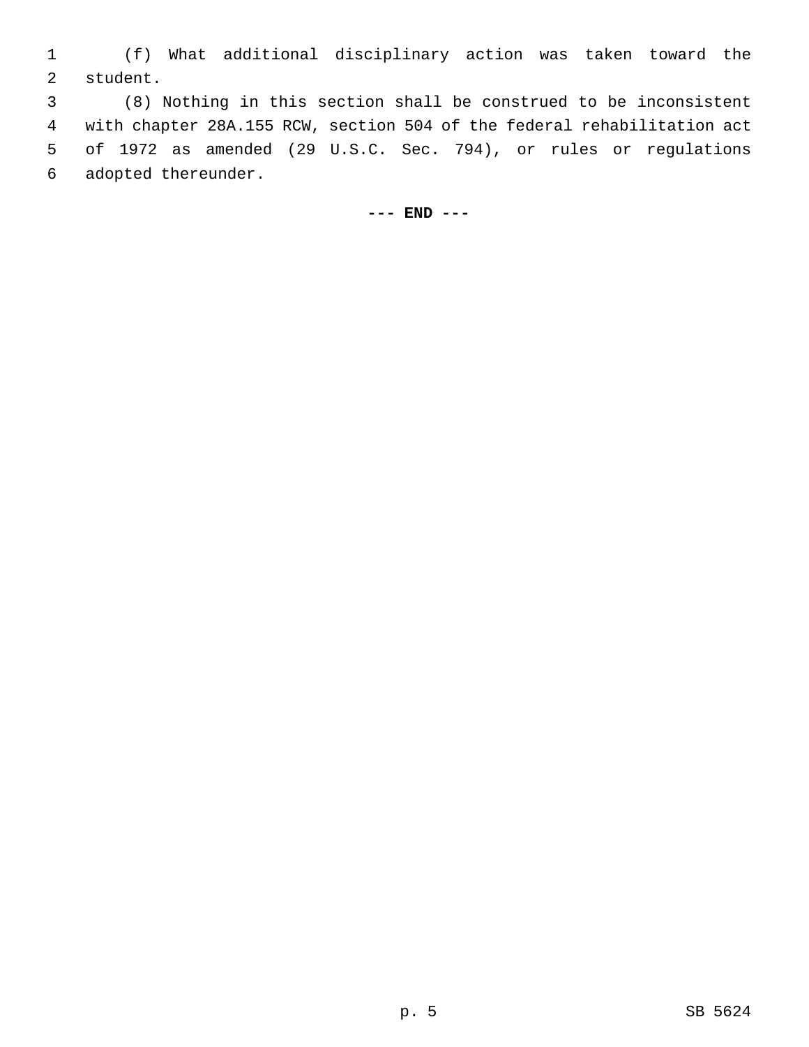(f) What additional disciplinary action was taken toward the student.

(8) Nothing in this section shall be construed to be inconsistent with chapter 28A.155 RCW, section 504 of the federal rehabilitation act of 1972 as amended (29 U.S.C. Sec. 794), or rules or regulations adopted thereunder.

**--- END ---**